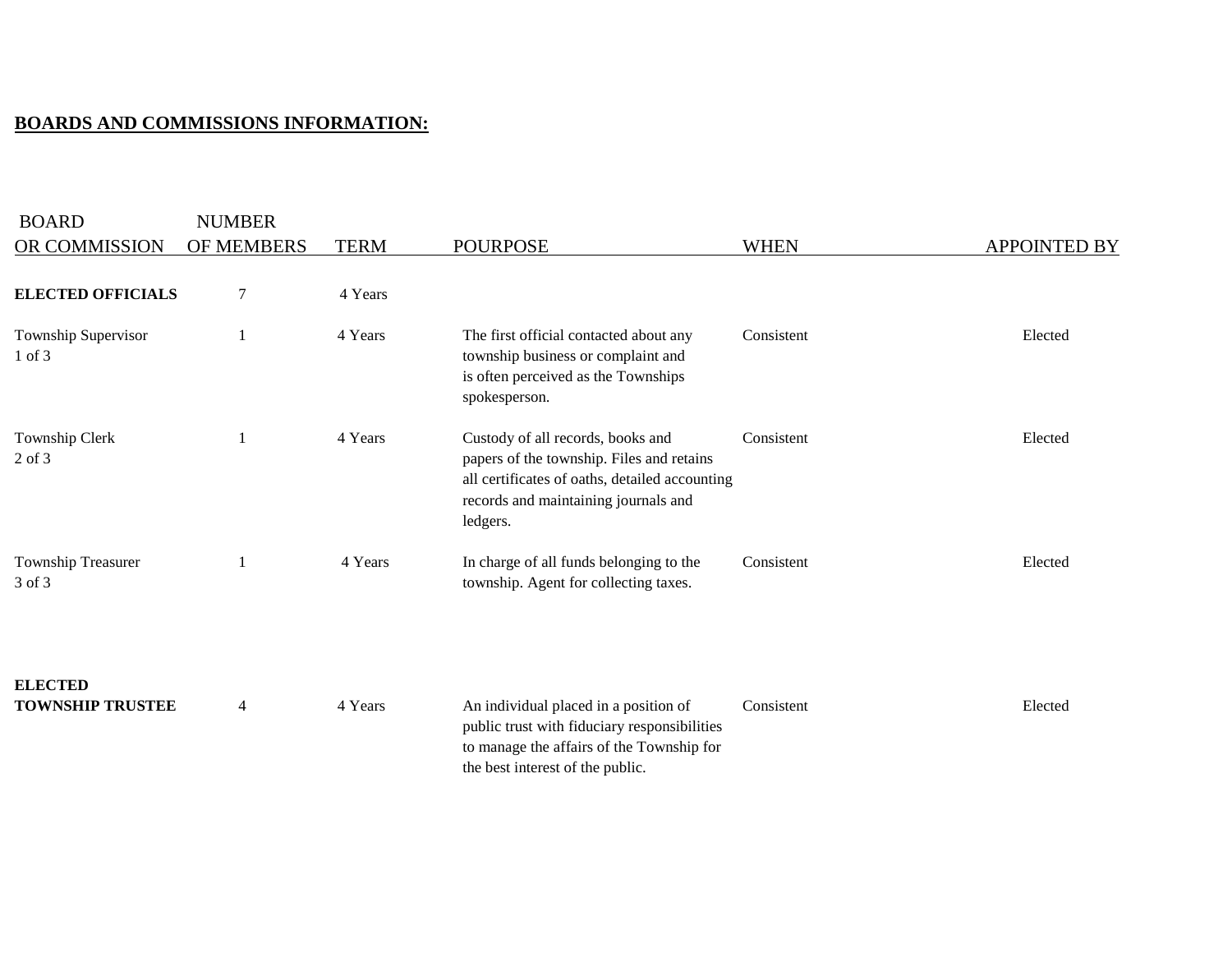**BOARDS AND COMMISSIONS INFORMATION:**

| BOARD OR COMMISSION | NUMBER OF MEMBERS | TERM | POURPOSE | WHEN | APPOINTED BY |
|---|---|---|---|---|---|
| **ELECTED OFFICIALS** | 7 | 4 Years | | | |
| Township Supervisor 1 of 3 | 1 | 4 Years | The first official contacted about any township business or complaint and is often perceived as the Townships spokesperson. | Consistent | Elected |
| Township Clerk 2 of 3 | 1 | 4 Years | Custody of all records, books and papers of the township. Files and retains all certificates of oaths, detailed accounting records and maintaining journals and ledgers. | Consistent | Elected |
| Township Treasurer 3 of 3 | 1 | 4 Years | In charge of all funds belonging to the township. Agent for collecting taxes. | Consistent | Elected |
| **ELECTED TOWNSHIP TRUSTEE** | 4 | 4 Years | An individual placed in a position of public trust with fiduciary responsibilities to manage the affairs of the Township for the best interest of the public. | Consistent | Elected |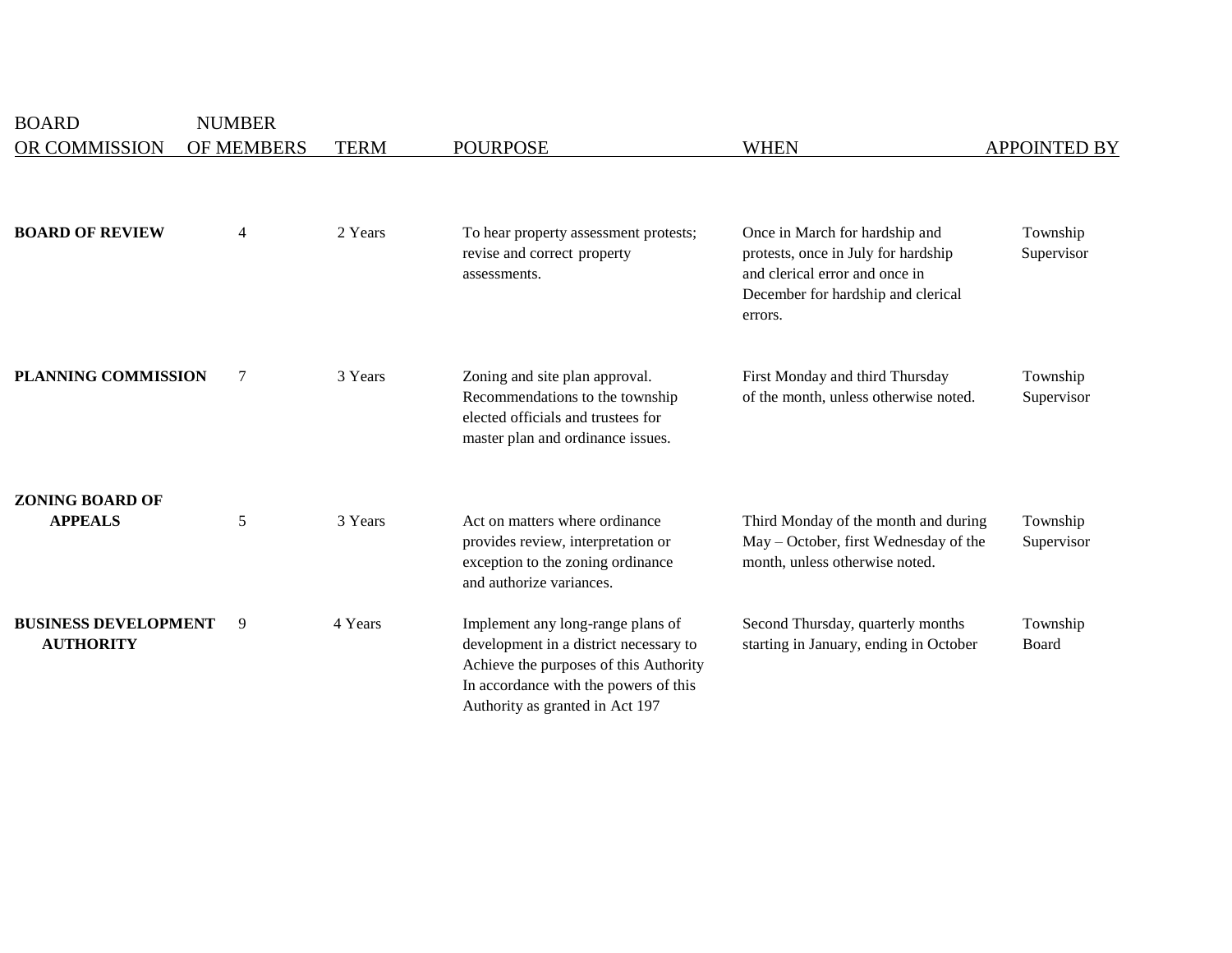| BOARD OR COMMISSION | NUMBER OF MEMBERS | TERM | POURPOSE | WHEN | APPOINTED BY |
|---|---|---|---|---|---|
| **BOARD OF REVIEW** | 4 | 2 Years | To hear property assessment protests; revise and correct property assessments. | Once in March for hardship and protests, once in July for hardship and clerical error and once in December for hardship and clerical errors. | Township Supervisor |
| **PLANNING COMMISSION** | 7 | 3 Years | Zoning and site plan approval. Recommendations to the township elected officials and trustees for master plan and ordinance issues. | First Monday and third Thursday of the month, unless otherwise noted. | Township Supervisor |
| **ZONING BOARD OF APPEALS** | 5 | 3 Years | Act on matters where ordinance provides review, interpretation or exception to the zoning ordinance and authorize variances. | Third Monday of the month and during May – October, first Wednesday of the month, unless otherwise noted. | Township Supervisor |
| **BUSINESS DEVELOPMENT AUTHORITY** | 9 | 4 Years | Implement any long-range plans of development in a district necessary to Achieve the purposes of this Authority In accordance with the powers of this Authority as granted in Act 197 | Second Thursday, quarterly months starting in January, ending in October | Township Board |